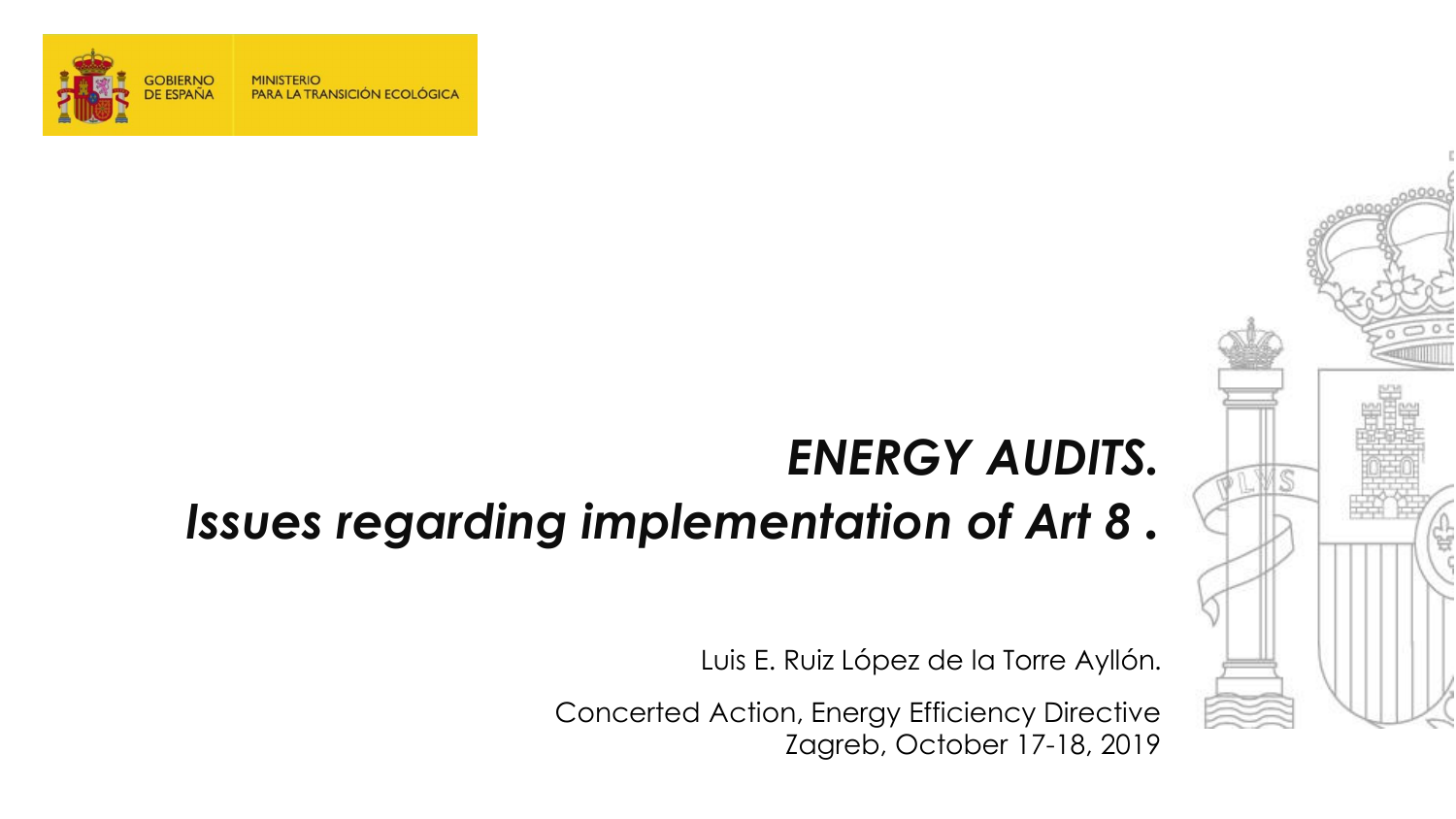GOBIERNO DE ESPAÑA

MINISTERIO PARA LA TRANSICIÓN ECOLÓGICA

# *ENERGY AUDITS.*
# *Issues regarding implementation of Art 8 .*

Luis E. Ruiz López de la Torre Ayllón.

Concerted Action, Energy Efficiency Directive
Zagreb, October 17-18, 2019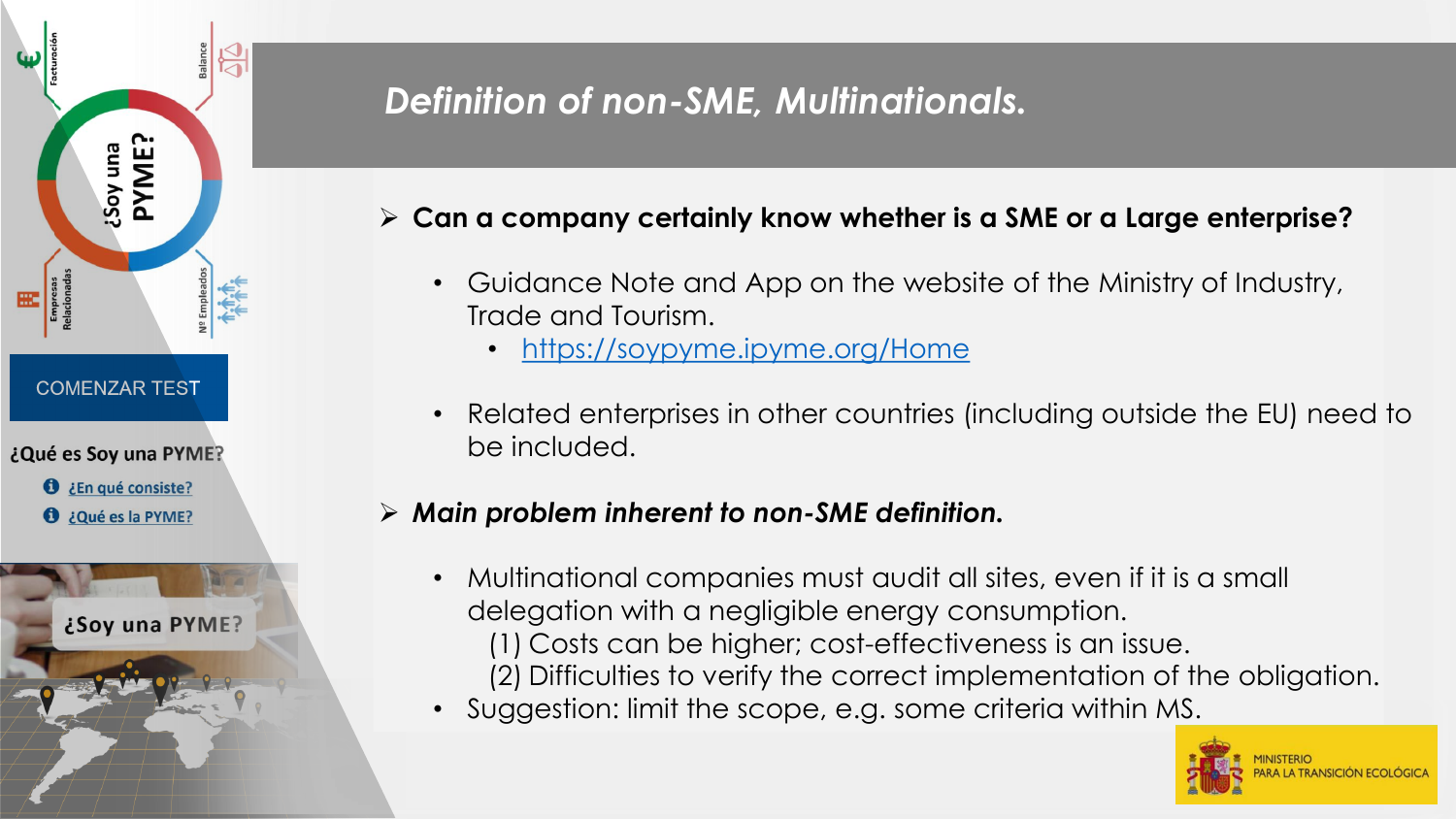# *Definition of non-SME, Multinationals.*

- **Can a company certainly know whether is a SME or a Large enterprise?**
  - Guidance Note and App on the website of the Ministry of Industry, Trade and Tourism.
    - https://soypyme.ipyme.org/Home
  - Related enterprises in other countries (including outside the EU) need to be included.

- ***Main problem inherent to non-SME definition.***
  - Multinational companies must audit all sites, even if it is a small delegation with a negligible energy consumption.
    (1) Costs can be higher; cost-effectiveness is an issue.
    (2) Difficulties to verify the correct implementation of the obligation.
  - Suggestion: limit the scope, e.g. some criteria within MS.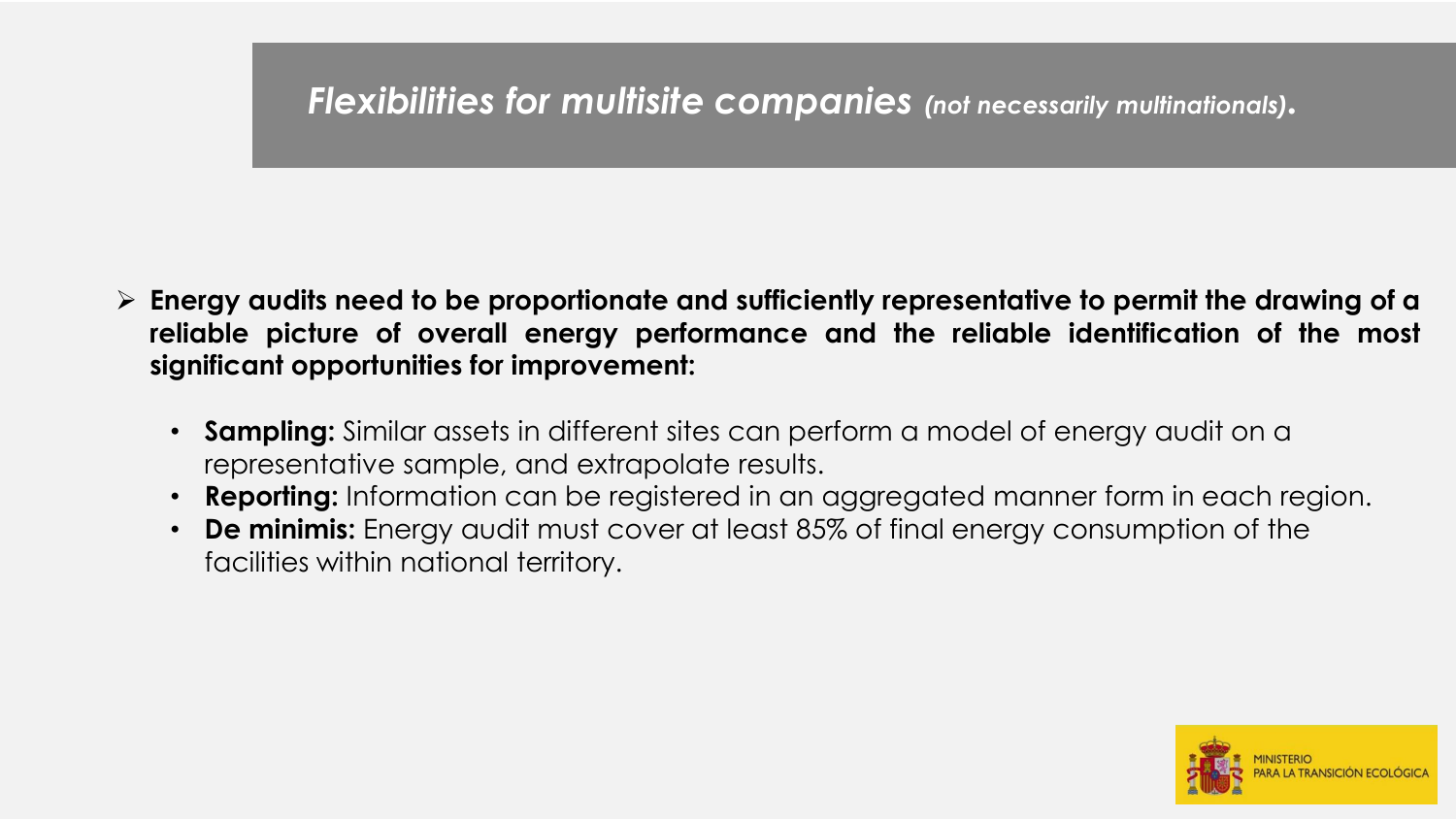## *Flexibilities for multisite companies* ***(not necessarily multinationals).***

- **Energy audits need to be proportionate and sufficiently representative to permit the drawing of a reliable picture of overall energy performance and the reliable identification of the most significant opportunities for improvement:**
  - **Sampling:** Similar assets in different sites can perform a model of energy audit on a representative sample, and extrapolate results.
  - **Reporting:** Information can be registered in an aggregated manner form in each region.
  - **De minimis:** Energy audit must cover at least 85% of final energy consumption of the facilities within national territory.

MINISTERIO PARA LA TRANSICIÓN ECOLÓGICA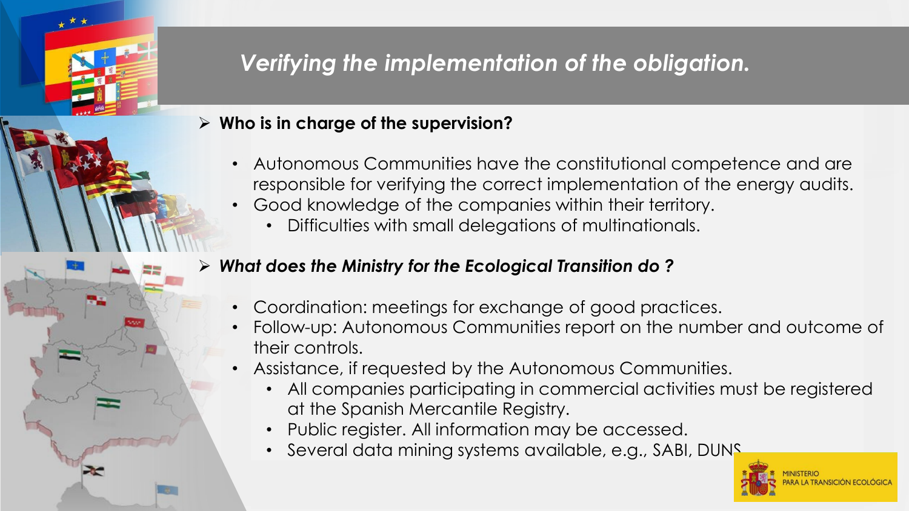# *Verifying the implementation of the obligation.*

- **Who is in charge of the supervision?**
  - Autonomous Communities have the constitutional competence and are responsible for verifying the correct implementation of the energy audits.
  - Good knowledge of the companies within their territory.
    - Difficulties with small delegations of multinationals.

- ***What does the Ministry for the Ecological Transition do ?***
  - Coordination: meetings for exchange of good practices.
  - Follow-up: Autonomous Communities report on the number and outcome of their controls.
  - Assistance, if requested by the Autonomous Communities.
    - All companies participating in commercial activities must be registered at the Spanish Mercantile Registry.
    - Public register. All information may be accessed.
    - Several data mining systems available, e.g., SABI, DUNS

MINISTERIO PARA LA TRANSICIÓN ECOLÓGICA